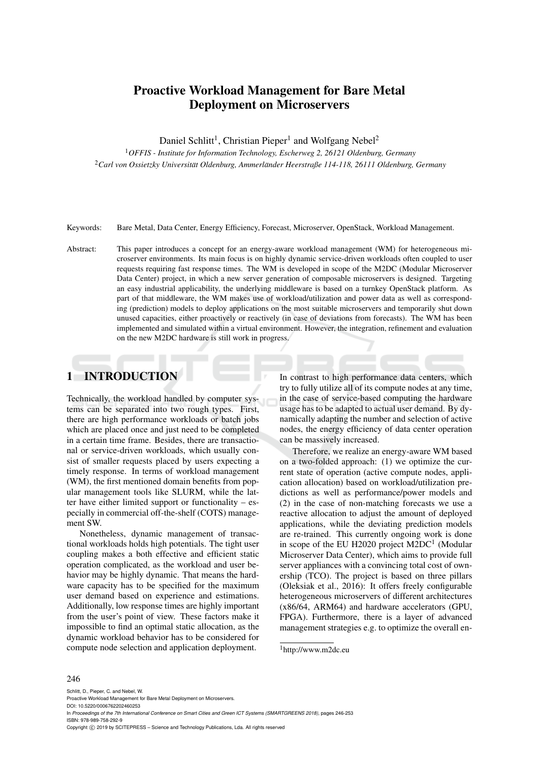# Proactive Workload Management for Bare Metal Deployment on Microservers

Daniel Schlitt[1], Christian Pieper[1] and Wolfgang Nebel[2]

[1]*OFFIS - Institute for Information Technology, Escherweg 2, 26121 Oldenburg, Germany*

[2]*Carl von Ossietzky Universität Oldenburg, Ammerländer Heerstraße 114-118, 26111 Oldenburg, Germany*

Keywords: Bare Metal, Data Center, Energy Efficiency, Forecast, Microserver, OpenStack, Workload Management.

Abstract: This paper introduces a concept for an energy-aware workload management (WM) for heterogeneous microserver environments. Its main focus is on highly dynamic service-driven workloads often coupled to user requests requiring fast response times. The WM is developed in scope of the M2DC (Modular Microserver Data Center) project, in which a new server generation of composable microservers is designed. Targeting an easy industrial applicability, the underlying middleware is based on a turnkey OpenStack platform. As part of that middleware, the WM makes use of workload/utilization and power data as well as corresponding (prediction) models to deploy applications on the most suitable microservers and temporarily shut down unused capacities, either proactively or reactively (in case of deviations from forecasts). The WM has been implemented and simulated within a virtual environment. However, the integration, refinement and evaluation on the new M2DC hardware is still work in progress.

## 1 INTRODUCTION

Technically, the workload handled by computer systems can be separated into two rough types. First, there are high performance workloads or batch jobs which are placed once and just need to be completed in a certain time frame. Besides, there are transactional or service-driven workloads, which usually consist of smaller requests placed by users expecting a timely response. In terms of workload management (WM), the first mentioned domain benefits from popular management tools like SLURM, while the latter have either limited support or functionality – especially in commercial off-the-shelf (COTS) management SW.

Nonetheless, dynamic management of transactional workloads holds high potentials. The tight user coupling makes a both effective and efficient static operation complicated, as the workload and user behavior may be highly dynamic. That means the hardware capacity has to be specified for the maximum user demand based on experience and estimations. Additionally, low response times are highly important from the user's point of view. These factors make it impossible to find an optimal static allocation, as the dynamic workload behavior has to be considered for compute node selection and application deployment.

In contrast to high performance data centers, which try to fully utilize all of its compute nodes at any time, in the case of service-based computing the hardware usage has to be adapted to actual user demand. By dynamically adapting the number and selection of active nodes, the energy efficiency of data center operation can be massively increased.

Therefore, we realize an energy-aware WM based on a two-folded approach: (1) we optimize the current state of operation (active compute nodes, application allocation) based on workload/utilization predictions as well as performance/power models and (2) in the case of non-matching forecasts we use a reactive allocation to adjust the amount of deployed applications, while the deviating prediction models are re-trained. This currently ongoing work is done in scope of the EU H2020 project M2DC[1] (Modular Microserver Data Center), which aims to provide full server appliances with a convincing total cost of ownership (TCO). The project is based on three pillars (Oleksiak et al., 2016): It offers freely configurable heterogeneous microservers of different architectures (x86/64, ARM64) and hardware accelerators (GPU, FPGA). Furthermore, there is a layer of advanced management strategies e.g. to optimize the overall en-

[1]http://www.m2dc.eu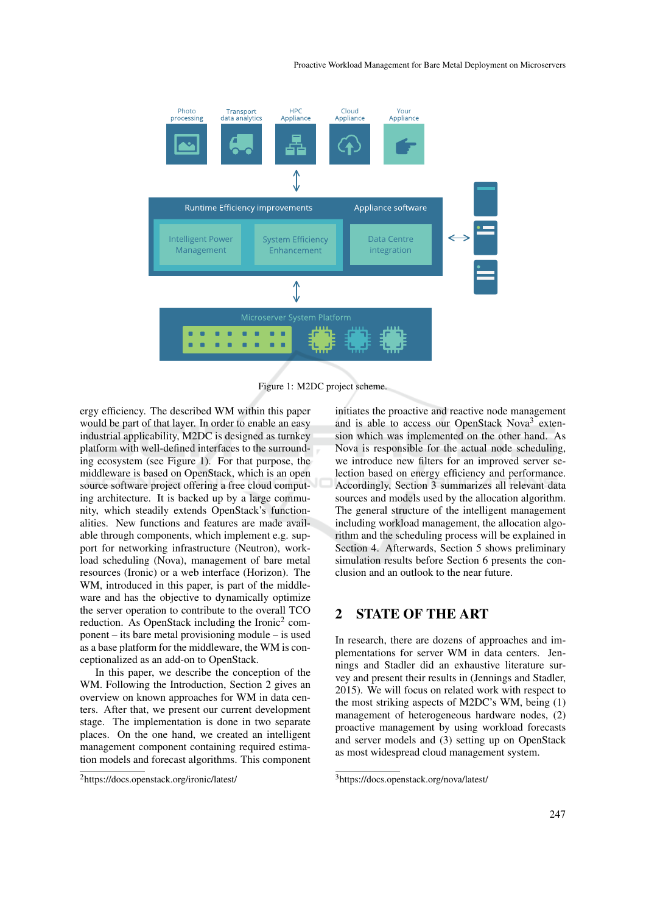Figure 1: M2DC project scheme.

ergy efficiency. The described WM within this paper would be part of that layer. In order to enable an easy industrial applicability, M2DC is designed as turnkey platform with well-defined interfaces to the surrounding ecosystem (see Figure 1). For that purpose, the middleware is based on OpenStack, which is an open source software project offering a free cloud computing architecture. It is backed up by a large community, which steadily extends OpenStack's functionalities. New functions and features are made available through components, which implement e.g. support for networking infrastructure (Neutron), workload scheduling (Nova), management of bare metal resources (Ironic) or a web interface (Horizon). The WM, introduced in this paper, is part of the middleware and has the objective to dynamically optimize the server operation to contribute to the overall TCO reduction. As OpenStack including the Ironic[2] component – its bare metal provisioning module – is used as a base platform for the middleware, the WM is conceptionalized as an add-on to OpenStack.

In this paper, we describe the conception of the WM. Following the Introduction, Section 2 gives an overview on known approaches for WM in data centers. After that, we present our current development stage. The implementation is done in two separate places. On the one hand, we created an intelligent management component containing required estimation models and forecast algorithms. This component initiates the proactive and reactive node management and is able to access our OpenStack Nova[3] extension which was implemented on the other hand. As Nova is responsible for the actual node scheduling, we introduce new filters for an improved server selection based on energy efficiency and performance. Accordingly, Section 3 summarizes all relevant data sources and models used by the allocation algorithm. The general structure of the intelligent management including workload management, the allocation algorithm and the scheduling process will be explained in Section 4. Afterwards, Section 5 shows preliminary simulation results before Section 6 presents the conclusion and an outlook to the near future.

## 2 STATE OF THE ART

In research, there are dozens of approaches and implementations for server WM in data centers. Jennings and Stadler did an exhaustive literature survey and present their results in (Jennings and Stadler, 2015). We will focus on related work with respect to the most striking aspects of M2DC's WM, being (1) management of heterogeneous hardware nodes, (2) proactive management by using workload forecasts and server models and (3) setting up on OpenStack as most widespread cloud management system.

[2]https://docs.openstack.org/ironic/latest/

[3]https://docs.openstack.org/nova/latest/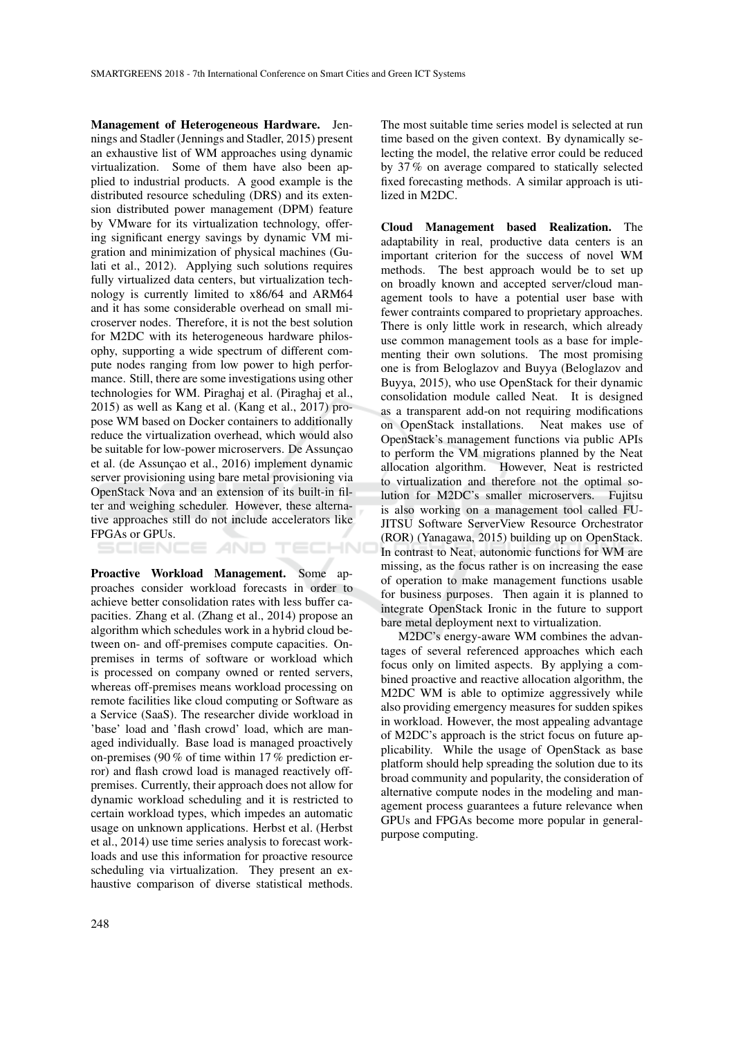**Management of Heterogeneous Hardware.** Jennings and Stadler (Jennings and Stadler, 2015) present an exhaustive list of WM approaches using dynamic virtualization. Some of them have also been applied to industrial products. A good example is the distributed resource scheduling (DRS) and its extension distributed power management (DPM) feature by VMware for its virtualization technology, offering significant energy savings by dynamic VM migration and minimization of physical machines (Gulati et al., 2012). Applying such solutions requires fully virtualized data centers, but virtualization technology is currently limited to x86/64 and ARM64 and it has some considerable overhead on small microserver nodes. Therefore, it is not the best solution for M2DC with its heterogeneous hardware philosophy, supporting a wide spectrum of different compute nodes ranging from low power to high performance. Still, there are some investigations using other technologies for WM. Piraghaj et al. (Piraghaj et al., 2015) as well as Kang et al. (Kang et al., 2017) propose WM based on Docker containers to additionally reduce the virtualization overhead, which would also be suitable for low-power microservers. De Assunçao et al. (de Assunçao et al., 2016) implement dynamic server provisioning using bare metal provisioning via OpenStack Nova and an extension of its built-in filter and weighing scheduler. However, these alternative approaches still do not include accelerators like FPGAs or GPUs.

**Proactive Workload Management.** Some approaches consider workload forecasts in order to achieve better consolidation rates with less buffer capacities. Zhang et al. (Zhang et al., 2014) propose an algorithm which schedules work in a hybrid cloud between on- and off-premises compute capacities. On-premises in terms of software or workload which is processed on company owned or rented servers, whereas off-premises means workload processing on remote facilities like cloud computing or Software as a Service (SaaS). The researcher divide workload in 'base' load and 'flash crowd' load, which are managed individually. Base load is managed proactively on-premises (90 % of time within 17 % prediction error) and flash crowd load is managed reactively off-premises. Currently, their approach does not allow for dynamic workload scheduling and it is restricted to certain workload types, which impedes an automatic usage on unknown applications. Herbst et al. (Herbst et al., 2014) use time series analysis to forecast workloads and use this information for proactive resource scheduling via virtualization. They present an exhaustive comparison of diverse statistical methods. The most suitable time series model is selected at run time based on the given context. By dynamically selecting the model, the relative error could be reduced by 37 % on average compared to statically selected fixed forecasting methods. A similar approach is utilized in M2DC.

**Cloud Management based Realization.** The adaptability in real, productive data centers is an important criterion for the success of novel WM methods. The best approach would be to set up on broadly known and accepted server/cloud management tools to have a potential user base with fewer contraints compared to proprietary approaches. There is only little work in research, which already use common management tools as a base for implementing their own solutions. The most promising one is from Beloglazov and Buyya (Beloglazov and Buyya, 2015), who use OpenStack for their dynamic consolidation module called Neat. It is designed as a transparent add-on not requiring modifications on OpenStack installations. Neat makes use of OpenStack's management functions via public APIs to perform the VM migrations planned by the Neat allocation algorithm. However, Neat is restricted to virtualization and therefore not the optimal solution for M2DC's smaller microservers. Fujitsu is also working on a management tool called FUJITSU Software ServerView Resource Orchestrator (ROR) (Yanagawa, 2015) building up on OpenStack. In contrast to Neat, autonomic functions for WM are missing, as the focus rather is on increasing the ease of operation to make management functions usable for business purposes. Then again it is planned to integrate OpenStack Ironic in the future to support bare metal deployment next to virtualization.

M2DC's energy-aware WM combines the advantages of several referenced approaches which each focus only on limited aspects. By applying a combined proactive and reactive allocation algorithm, the M2DC WM is able to optimize aggressively while also providing emergency measures for sudden spikes in workload. However, the most appealing advantage of M2DC's approach is the strict focus on future applicability. While the usage of OpenStack as base platform should help spreading the solution due to its broad community and popularity, the consideration of alternative compute nodes in the modeling and management process guarantees a future relevance when GPUs and FPGAs become more popular in general-purpose computing.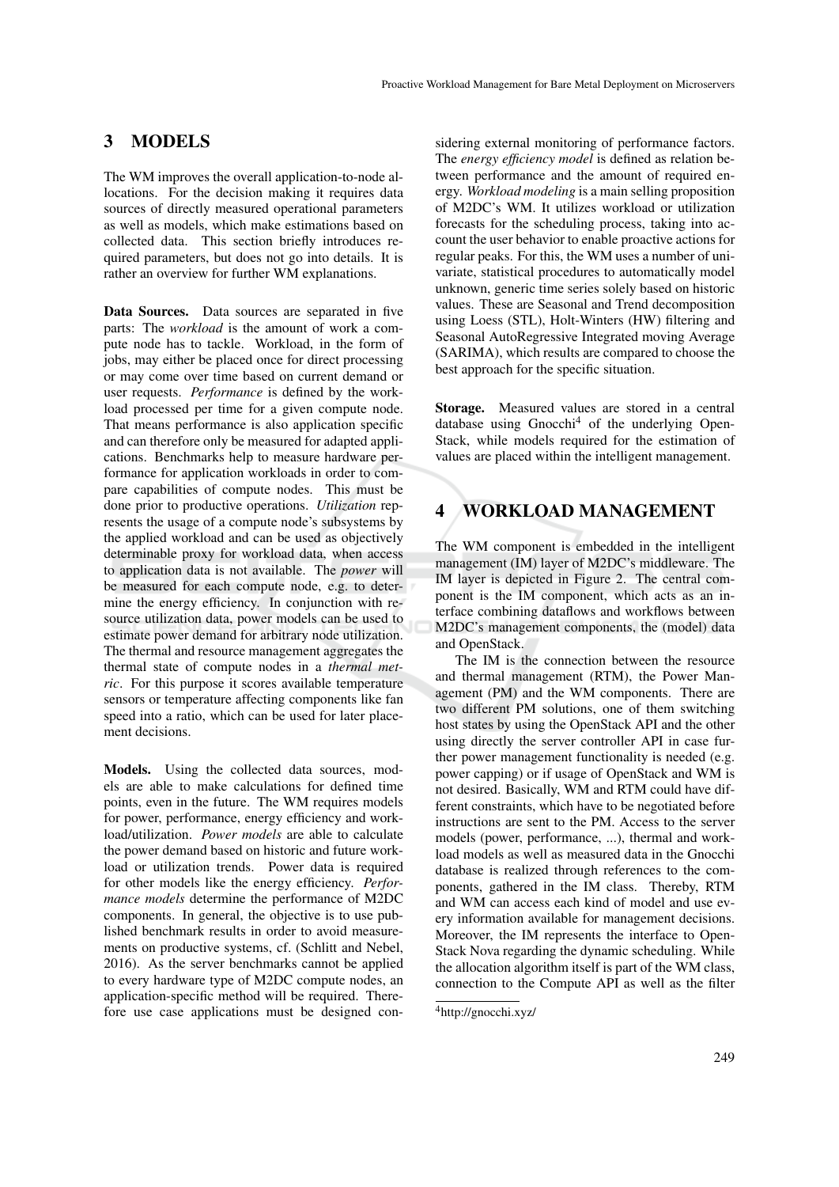## 3 MODELS

The WM improves the overall application-to-node allocations. For the decision making it requires data sources of directly measured operational parameters as well as models, which make estimations based on collected data. This section briefly introduces required parameters, but does not go into details. It is rather an overview for further WM explanations.

**Data Sources.** Data sources are separated in five parts: The *workload* is the amount of work a compute node has to tackle. Workload, in the form of jobs, may either be placed once for direct processing or may come over time based on current demand or user requests. *Performance* is defined by the workload processed per time for a given compute node. That means performance is also application specific and can therefore only be measured for adapted applications. Benchmarks help to measure hardware performance for application workloads in order to compare capabilities of compute nodes. This must be done prior to productive operations. *Utilization* represents the usage of a compute node's subsystems by the applied workload and can be used as objectively determinable proxy for workload data, when access to application data is not available. The *power* will be measured for each compute node, e.g. to determine the energy efficiency. In conjunction with resource utilization data, power models can be used to estimate power demand for arbitrary node utilization. The thermal and resource management aggregates the thermal state of compute nodes in a *thermal metric*. For this purpose it scores available temperature sensors or temperature affecting components like fan speed into a ratio, which can be used for later placement decisions.

**Models.** Using the collected data sources, models are able to make calculations for defined time points, even in the future. The WM requires models for power, performance, energy efficiency and workload/utilization. *Power models* are able to calculate the power demand based on historic and future workload or utilization trends. Power data is required for other models like the energy efficiency. *Performance models* determine the performance of M2DC components. In general, the objective is to use published benchmark results in order to avoid measurements on productive systems, cf. (Schlitt and Nebel, 2016). As the server benchmarks cannot be applied to every hardware type of M2DC compute nodes, an application-specific method will be required. Therefore use case applications must be designed considering external monitoring of performance factors. The *energy efficiency model* is defined as relation between performance and the amount of required energy. *Workload modeling* is a main selling proposition of M2DC's WM. It utilizes workload or utilization forecasts for the scheduling process, taking into account the user behavior to enable proactive actions for regular peaks. For this, the WM uses a number of univariate, statistical procedures to automatically model unknown, generic time series solely based on historic values. These are Seasonal and Trend decomposition using Loess (STL), Holt-Winters (HW) filtering and Seasonal AutoRegressive Integrated moving Average (SARIMA), which results are compared to choose the best approach for the specific situation.

**Storage.** Measured values are stored in a central database using Gnocchi[4] of the underlying OpenStack, while models required for the estimation of values are placed within the intelligent management.

## 4 WORKLOAD MANAGEMENT

The WM component is embedded in the intelligent management (IM) layer of M2DC's middleware. The IM layer is depicted in Figure 2. The central component is the IM component, which acts as an interface combining dataflows and workflows between M2DC's management components, the (model) data and OpenStack.

The IM is the connection between the resource and thermal management (RTM), the Power Management (PM) and the WM components. There are two different PM solutions, one of them switching host states by using the OpenStack API and the other using directly the server controller API in case further power management functionality is needed (e.g. power capping) or if usage of OpenStack and WM is not desired. Basically, WM and RTM could have different constraints, which have to be negotiated before instructions are sent to the PM. Access to the server models (power, performance, ...), thermal and workload models as well as measured data in the Gnocchi database is realized through references to the components, gathered in the IM class. Thereby, RTM and WM can access each kind of model and use every information available for management decisions. Moreover, the IM represents the interface to OpenStack Nova regarding the dynamic scheduling. While the allocation algorithm itself is part of the WM class, connection to the Compute API as well as the filter

[4] http://gnocchi.xyz/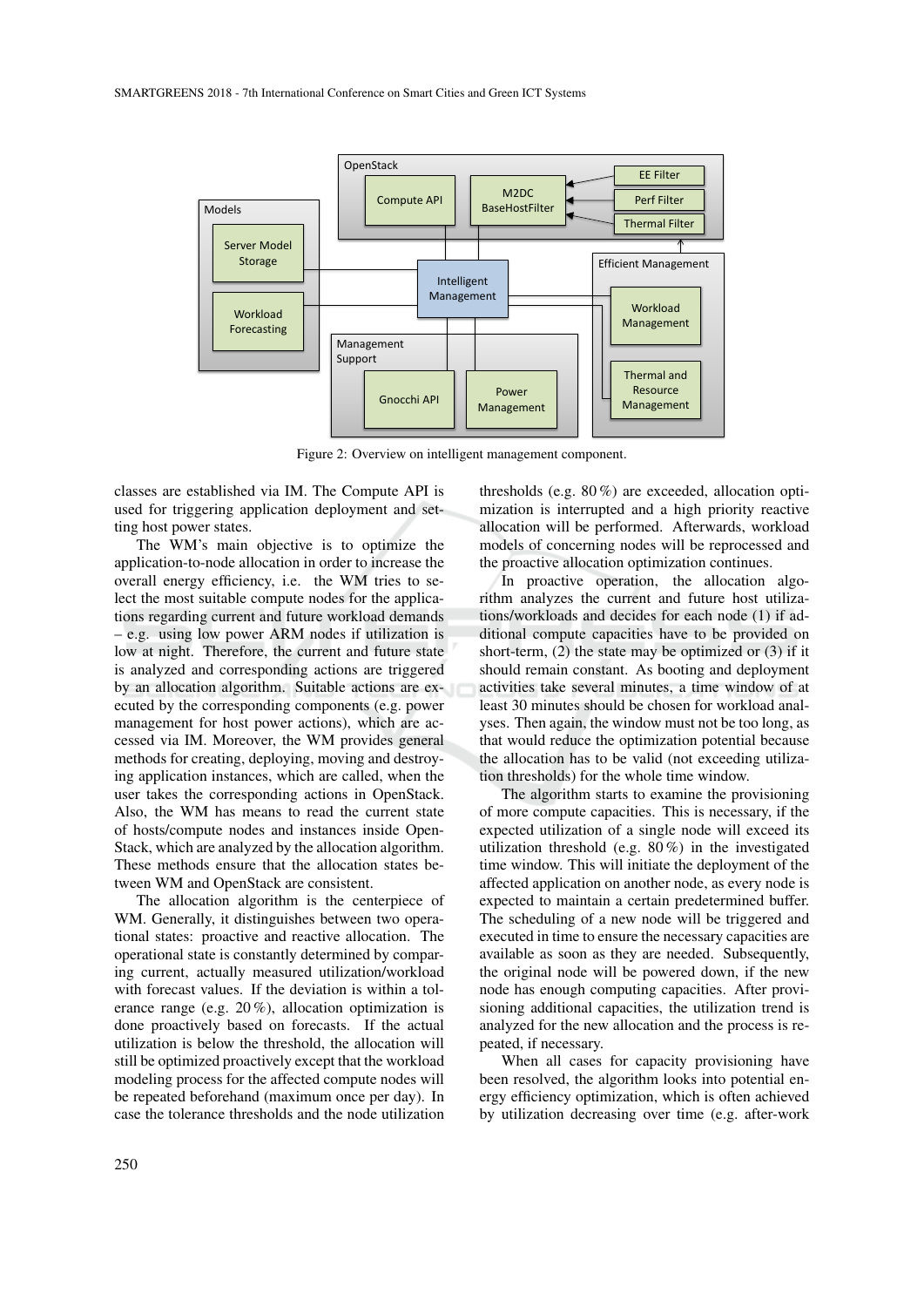Figure 2: Overview on intelligent management component.

classes are established via IM. The Compute API is used for triggering application deployment and setting host power states.

The WM's main objective is to optimize the application-to-node allocation in order to increase the overall energy efficiency, i.e. the WM tries to select the most suitable compute nodes for the applications regarding current and future workload demands – e.g. using low power ARM nodes if utilization is low at night. Therefore, the current and future state is analyzed and corresponding actions are triggered by an allocation algorithm. Suitable actions are executed by the corresponding components (e.g. power management for host power actions), which are accessed via IM. Moreover, the WM provides general methods for creating, deploying, moving and destroying application instances, which are called, when the user takes the corresponding actions in OpenStack. Also, the WM has means to read the current state of hosts/compute nodes and instances inside OpenStack, which are analyzed by the allocation algorithm. These methods ensure that the allocation states between WM and OpenStack are consistent.

The allocation algorithm is the centerpiece of WM. Generally, it distinguishes between two operational states: proactive and reactive allocation. The operational state is constantly determined by comparing current, actually measured utilization/workload with forecast values. If the deviation is within a tolerance range (e.g. 20 %), allocation optimization is done proactively based on forecasts. If the actual utilization is below the threshold, the allocation will still be optimized proactively except that the workload modeling process for the affected compute nodes will be repeated beforehand (maximum once per day). In case the tolerance thresholds and the node utilization thresholds (e.g. 80 %) are exceeded, allocation optimization is interrupted and a high priority reactive allocation will be performed. Afterwards, workload models of concerning nodes will be reprocessed and the proactive allocation optimization continues.

In proactive operation, the allocation algorithm analyzes the current and future host utilizations/workloads and decides for each node (1) if additional compute capacities have to be provided on short-term, (2) the state may be optimized or (3) if it should remain constant. As booting and deployment activities take several minutes, a time window of at least 30 minutes should be chosen for workload analyses. Then again, the window must not be too long, as that would reduce the optimization potential because the allocation has to be valid (not exceeding utilization thresholds) for the whole time window.

The algorithm starts to examine the provisioning of more compute capacities. This is necessary, if the expected utilization of a single node will exceed its utilization threshold (e.g. 80 %) in the investigated time window. This will initiate the deployment of the affected application on another node, as every node is expected to maintain a certain predetermined buffer. The scheduling of a new node will be triggered and executed in time to ensure the necessary capacities are available as soon as they are needed. Subsequently, the original node will be powered down, if the new node has enough computing capacities. After provisioning additional capacities, the utilization trend is analyzed for the new allocation and the process is repeated, if necessary.

When all cases for capacity provisioning have been resolved, the algorithm looks into potential energy efficiency optimization, which is often achieved by utilization decreasing over time (e.g. after-work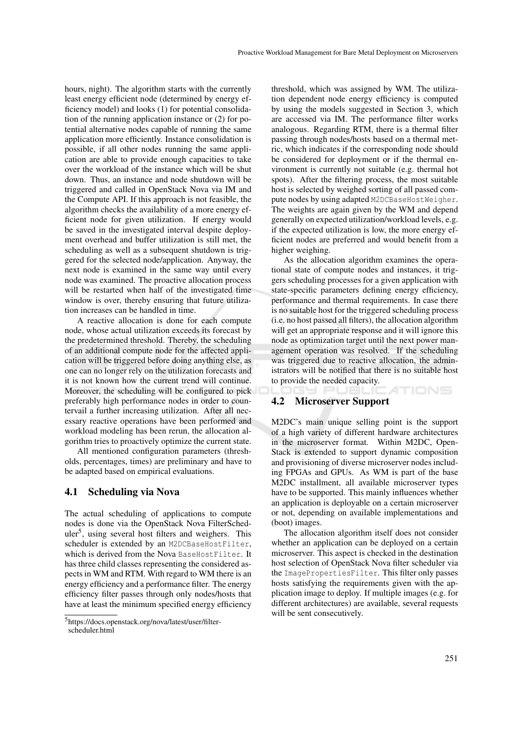hours, night). The algorithm starts with the currently least energy efficient node (determined by energy efficiency model) and looks (1) for potential consolidation of the running application instance or (2) for potential alternative nodes capable of running the same application more efficiently. Instance consolidation is possible, if all other nodes running the same application are able to provide enough capacities to take over the workload of the instance which will be shut down. Thus, an instance and node shutdown will be triggered and called in OpenStack Nova via IM and the Compute API. If this approach is not feasible, the algorithm checks the availability of a more energy efficient node for given utilization. If energy would be saved in the investigated interval despite deployment overhead and buffer utilization is still met, the scheduling as well as a subsequent shutdown is triggered for the selected node/application. Anyway, the next node is examined in the same way until every node was examined. The proactive allocation process will be restarted when half of the investigated time window is over, thereby ensuring that future utilization increases can be handled in time.

A reactive allocation is done for each compute node, whose actual utilization exceeds its forecast by the predetermined threshold. Thereby, the scheduling of an additional compute node for the affected application will be triggered before doing anything else, as one can no longer rely on the utilization forecasts and it is not known how the current trend will continue. Moreover, the scheduling will be configured to pick preferably high performance nodes in order to countervail a further increasing utilization. After all necessary reactive operations have been performed and workload modeling has been rerun, the allocation algorithm tries to proactively optimize the current state.

All mentioned configuration parameters (thresholds, percentages, times) are preliminary and have to be adapted based on empirical evaluations.

### 4.1 Scheduling via Nova

The actual scheduling of applications to compute nodes is done via the OpenStack Nova FilterScheduler[5], using several host filters and weighers. This scheduler is extended by an `M2DCBaseHostFilter`, which is derived from the Nova `BaseHostFilter`. It has three child classes representing the considered aspects in WM and RTM. With regard to WM there is an energy efficiency and a performance filter. The energy efficiency filter passes through only nodes/hosts that have at least the minimum specified energy efficiency threshold, which was assigned by WM. The utilization dependent node energy efficiency is computed by using the models suggested in Section 3, which are accessed via IM. The performance filter works analogous. Regarding RTM, there is a thermal filter passing through nodes/hosts based on a thermal metric, which indicates if the corresponding node should be considered for deployment or if the thermal environment is currently not suitable (e.g. thermal hot spots). After the filtering process, the most suitable host is selected by weighed sorting of all passed compute nodes by using adapted `M2DCBaseHostWeigher`. The weights are again given by the WM and depend generally on expected utilization/workload levels, e.g. if the expected utilization is low, the more energy efficient nodes are preferred and would benefit from a higher weighing.

As the allocation algorithm examines the operational state of compute nodes and instances, it triggers scheduling processes for a given application with state-specific parameters defining energy efficiency, performance and thermal requirements. In case there is no suitable host for the triggered scheduling process (i.e. no host passed all filters), the allocation algorithm will get an appropriate response and it will ignore this node as optimization target until the next power management operation was resolved. If the scheduling was triggered due to reactive allocation, the administrators will be notified that there is no suitable host to provide the needed capacity.

### 4.2 Microserver Support

M2DC's main unique selling point is the support of a high variety of different hardware architectures in the microserver format. Within M2DC, OpenStack is extended to support dynamic composition and provisioning of diverse microserver nodes including FPGAs and GPUs. As WM is part of the base M2DC installment, all available microserver types have to be supported. This mainly influences whether an application is deployable on a certain microserver or not, depending on available implementations and (boot) images.

The allocation algorithm itself does not consider whether an application can be deployed on a certain microserver. This aspect is checked in the destination host selection of OpenStack Nova filter scheduler via the `ImagePropertiesFilter`. This filter only passes hosts satisfying the requirements given with the application image to deploy. If multiple images (e.g. for different architectures) are available, several requests will be sent consecutively.

[5] https://docs.openstack.org/nova/latest/user/filter-scheduler.html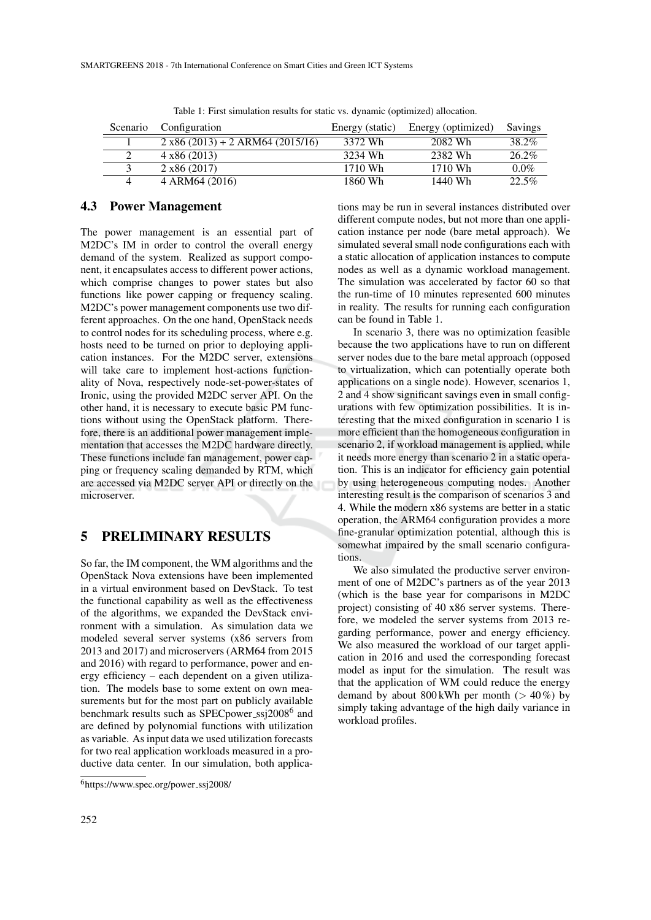Table 1: First simulation results for static vs. dynamic (optimized) allocation.

| Scenario | Configuration | Energy (static) | Energy (optimized) | Savings |
| --- | --- | --- | --- | --- |
| 1 | 2 x86 (2013) + 2 ARM64 (2015/16) | 3372 Wh | 2082 Wh | 38.2% |
| 2 | 4 x86 (2013) | 3234 Wh | 2382 Wh | 26.2% |
| 3 | 2 x86 (2017) | 1710 Wh | 1710 Wh | 0.0% |
| 4 | 4 ARM64 (2016) | 1860 Wh | 1440 Wh | 22.5% |

### 4.3 Power Management

The power management is an essential part of M2DC's IM in order to control the overall energy demand of the system. Realized as support component, it encapsulates access to different power actions, which comprise changes to power states but also functions like power capping or frequency scaling. M2DC's power management components use two different approaches. On the one hand, OpenStack needs to control nodes for its scheduling process, where e.g. hosts need to be turned on prior to deploying application instances. For the M2DC server, extensions will take care to implement host-actions functionality of Nova, respectively node-set-power-states of Ironic, using the provided M2DC server API. On the other hand, it is necessary to execute basic PM functions without using the OpenStack platform. Therefore, there is an additional power management implementation that accesses the M2DC hardware directly. These functions include fan management, power capping or frequency scaling demanded by RTM, which are accessed via M2DC server API or directly on the microserver.

## 5 PRELIMINARY RESULTS

So far, the IM component, the WM algorithms and the OpenStack Nova extensions have been implemented in a virtual environment based on DevStack. To test the functional capability as well as the effectiveness of the algorithms, we expanded the DevStack environment with a simulation. As simulation data we modeled several server systems (x86 servers from 2013 and 2017) and microservers (ARM64 from 2015 and 2016) with regard to performance, power and energy efficiency – each dependent on a given utilization. The models base to some extent on own measurements but for the most part on publicly available benchmark results such as SPECpower_ssj2008[6] and are defined by polynomial functions with utilization as variable. As input data we used utilization forecasts for two real application workloads measured in a productive data center. In our simulation, both applications may be run in several instances distributed over different compute nodes, but not more than one application instance per node (bare metal approach). We simulated several small node configurations each with a static allocation of application instances to compute nodes as well as a dynamic workload management. The simulation was accelerated by factor 60 so that the run-time of 10 minutes represented 600 minutes in reality. The results for running each configuration can be found in Table 1.

In scenario 3, there was no optimization feasible because the two applications have to run on different server nodes due to the bare metal approach (opposed to virtualization, which can potentially operate both applications on a single node). However, scenarios 1, 2 and 4 show significant savings even in small configurations with few optimization possibilities. It is interesting that the mixed configuration in scenario 1 is more efficient than the homogeneous configuration in scenario 2, if workload management is applied, while it needs more energy than scenario 2 in a static operation. This is an indicator for efficiency gain potential by using heterogeneous computing nodes. Another interesting result is the comparison of scenarios 3 and 4. While the modern x86 systems are better in a static operation, the ARM64 configuration provides a more fine-granular optimization potential, although this is somewhat impaired by the small scenario configurations.

We also simulated the productive server environment of one of M2DC's partners as of the year 2013 (which is the base year for comparisons in M2DC project) consisting of 40 x86 server systems. Therefore, we modeled the server systems from 2013 regarding performance, power and energy efficiency. We also measured the workload of our target application in 2016 and used the corresponding forecast model as input for the simulation. The result was that the application of WM could reduce the energy demand by about 800 kWh per month ($> 40\%$) by simply taking advantage of the high daily variance in workload profiles.

[6] https://www.spec.org/power_ssj2008/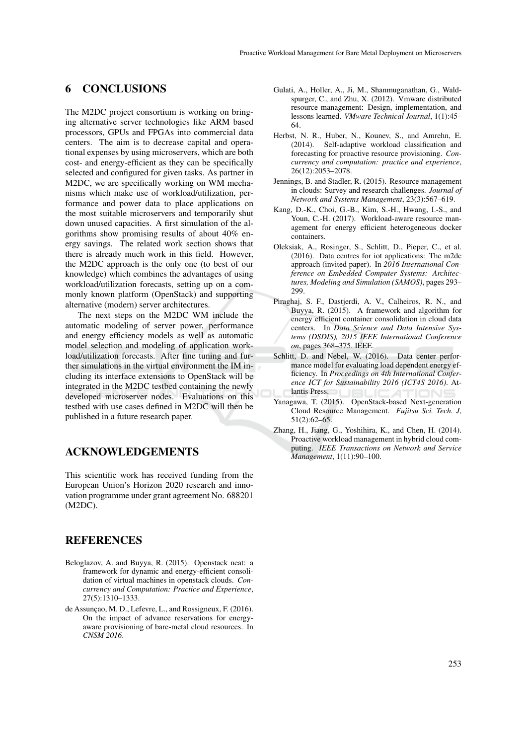## 6 CONCLUSIONS

The M2DC project consortium is working on bringing alternative server technologies like ARM based processors, GPUs and FPGAs into commercial data centers. The aim is to decrease capital and operational expenses by using microservers, which are both cost- and energy-efficient as they can be specifically selected and configured for given tasks. As partner in M2DC, we are specifically working on WM mechanisms which make use of workload/utilization, performance and power data to place applications on the most suitable microservers and temporarily shut down unused capacities. A first simulation of the algorithms show promising results of about 40% energy savings. The related work section shows that there is already much work in this field. However, the M2DC approach is the only one (to best of our knowledge) which combines the advantages of using workload/utilization forecasts, setting up on a commonly known platform (OpenStack) and supporting alternative (modern) server architectures.

The next steps on the M2DC WM include the automatic modeling of server power, performance and energy efficiency models as well as automatic model selection and modeling of application workload/utilization forecasts. After fine tuning and further simulations in the virtual environment the IM including its interface extensions to OpenStack will be integrated in the M2DC testbed containing the newly developed microserver nodes. Evaluations on this testbed with use cases defined in M2DC will then be published in a future research paper.

## ACKNOWLEDGEMENTS

This scientific work has received funding from the European Union's Horizon 2020 research and innovation programme under grant agreement No. 688201 (M2DC).

## REFERENCES

Beloglazov, A. and Buyya, R. (2015). Openstack neat: a framework for dynamic and energy-efficient consolidation of virtual machines in openstack clouds. *Concurrency and Computation: Practice and Experience*, 27(5):1310–1333.

de Assunçao, M. D., Lefevre, L., and Rossigneux, F. (2016). On the impact of advance reservations for energy-aware provisioning of bare-metal cloud resources. In *CNSM 2016*.

Gulati, A., Holler, A., Ji, M., Shanmuganathan, G., Waldspurger, C., and Zhu, X. (2012). Vmware distributed resource management: Design, implementation, and lessons learned. *VMware Technical Journal*, 1(1):45–64.

Herbst, N. R., Huber, N., Kounev, S., and Amrehn, E. (2014). Self-adaptive workload classification and forecasting for proactive resource provisioning. *Concurrency and computation: practice and experience*, 26(12):2053–2078.

Jennings, B. and Stadler, R. (2015). Resource management in clouds: Survey and research challenges. *Journal of Network and Systems Management*, 23(3):567–619.

Kang, D.-K., Choi, G.-B., Kim, S.-H., Hwang, I.-S., and Youn, C.-H. (2017). Workload-aware resource management for energy efficient heterogeneous docker containers.

Oleksiak, A., Rosinger, S., Schlitt, D., Pieper, C., et al. (2016). Data centres for iot applications: The m2dc approach (invited paper). In *2016 International Conference on Embedded Computer Systems: Architectures, Modeling and Simulation (SAMOS)*, pages 293–299.

Piraghaj, S. F., Dastjerdi, A. V., Calheiros, R. N., and Buyya, R. (2015). A framework and algorithm for energy efficient container consolidation in cloud data centers. In *Data Science and Data Intensive Systems (DSDIS), 2015 IEEE International Conference on*, pages 368–375. IEEE.

Schlitt, D. and Nebel, W. (2016). Data center performance model for evaluating load dependent energy efficiency. In *Proceedings on 4th International Conference ICT for Sustainability 2016 (ICT4S 2016)*. Atlantis Press.

Yanagawa, T. (2015). OpenStack-based Next-generation Cloud Resource Management. *Fujitsu Sci. Tech. J*, 51(2):62–65.

Zhang, H., Jiang, G., Yoshihira, K., and Chen, H. (2014). Proactive workload management in hybrid cloud computing. *IEEE Transactions on Network and Service Management*, 1(11):90–100.